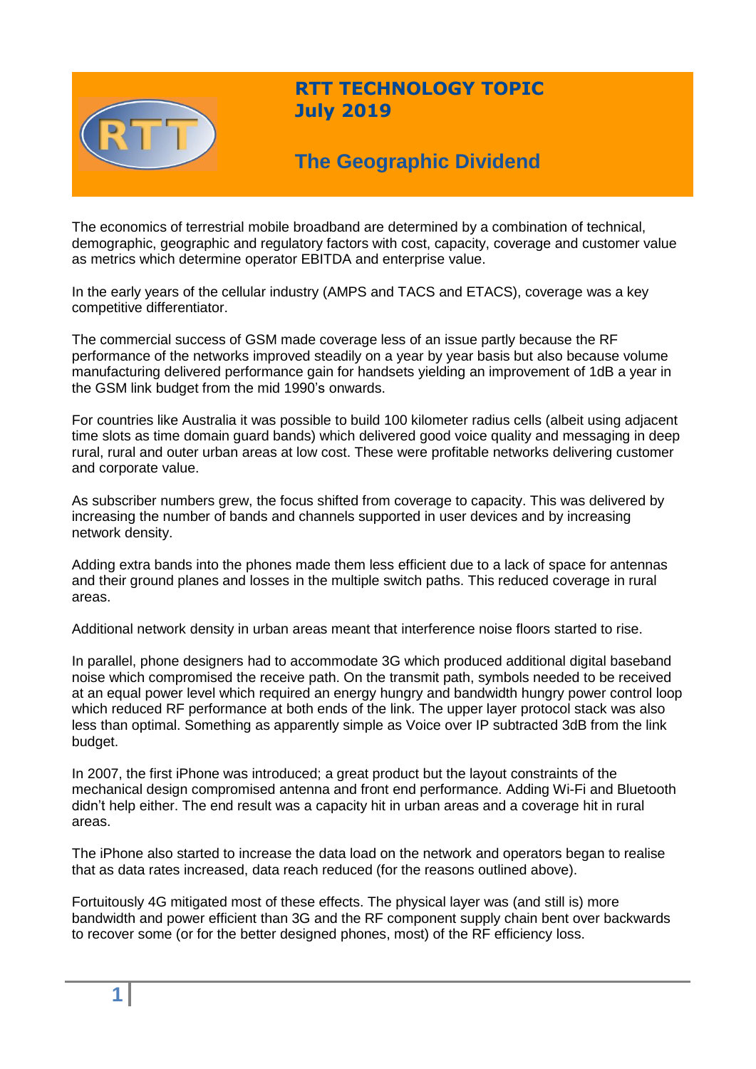**RTT TECHNOLOGY TOPIC**
**July 2019**

# The Geographic Dividend

The economics of terrestrial mobile broadband are determined by a combination of technical, demographic, geographic and regulatory factors with cost, capacity, coverage and customer value as metrics which determine operator EBITDA and enterprise value.

In the early years of the cellular industry (AMPS and TACS and ETACS), coverage was a key competitive differentiator.

The commercial success of GSM made coverage less of an issue partly because the RF performance of the networks improved steadily on a year by year basis but also because volume manufacturing delivered performance gain for handsets yielding an improvement of 1dB a year in the GSM link budget from the mid 1990's onwards.

For countries like Australia it was possible to build 100 kilometer radius cells (albeit using adjacent time slots as time domain guard bands) which delivered good voice quality and messaging in deep rural, rural and outer urban areas at low cost. These were profitable networks delivering customer and corporate value.

As subscriber numbers grew, the focus shifted from coverage to capacity. This was delivered by increasing the number of bands and channels supported in user devices and by increasing network density.

Adding extra bands into the phones made them less efficient due to a lack of space for antennas and their ground planes and losses in the multiple switch paths. This reduced coverage in rural areas.

Additional network density in urban areas meant that interference noise floors started to rise.

In parallel, phone designers had to accommodate 3G which produced additional digital baseband noise which compromised the receive path. On the transmit path, symbols needed to be received at an equal power level which required an energy hungry and bandwidth hungry power control loop which reduced RF performance at both ends of the link. The upper layer protocol stack was also less than optimal. Something as apparently simple as Voice over IP subtracted 3dB from the link budget.

In 2007, the first iPhone was introduced; a great product but the layout constraints of the mechanical design compromised antenna and front end performance. Adding Wi-Fi and Bluetooth didn't help either. The end result was a capacity hit in urban areas and a coverage hit in rural areas.

The iPhone also started to increase the data load on the network and operators began to realise that as data rates increased, data reach reduced (for the reasons outlined above).

Fortuitously 4G mitigated most of these effects. The physical layer was (and still is) more bandwidth and power efficient than 3G and the RF component supply chain bent over backwards to recover some (or for the better designed phones, most) of the RF efficiency loss.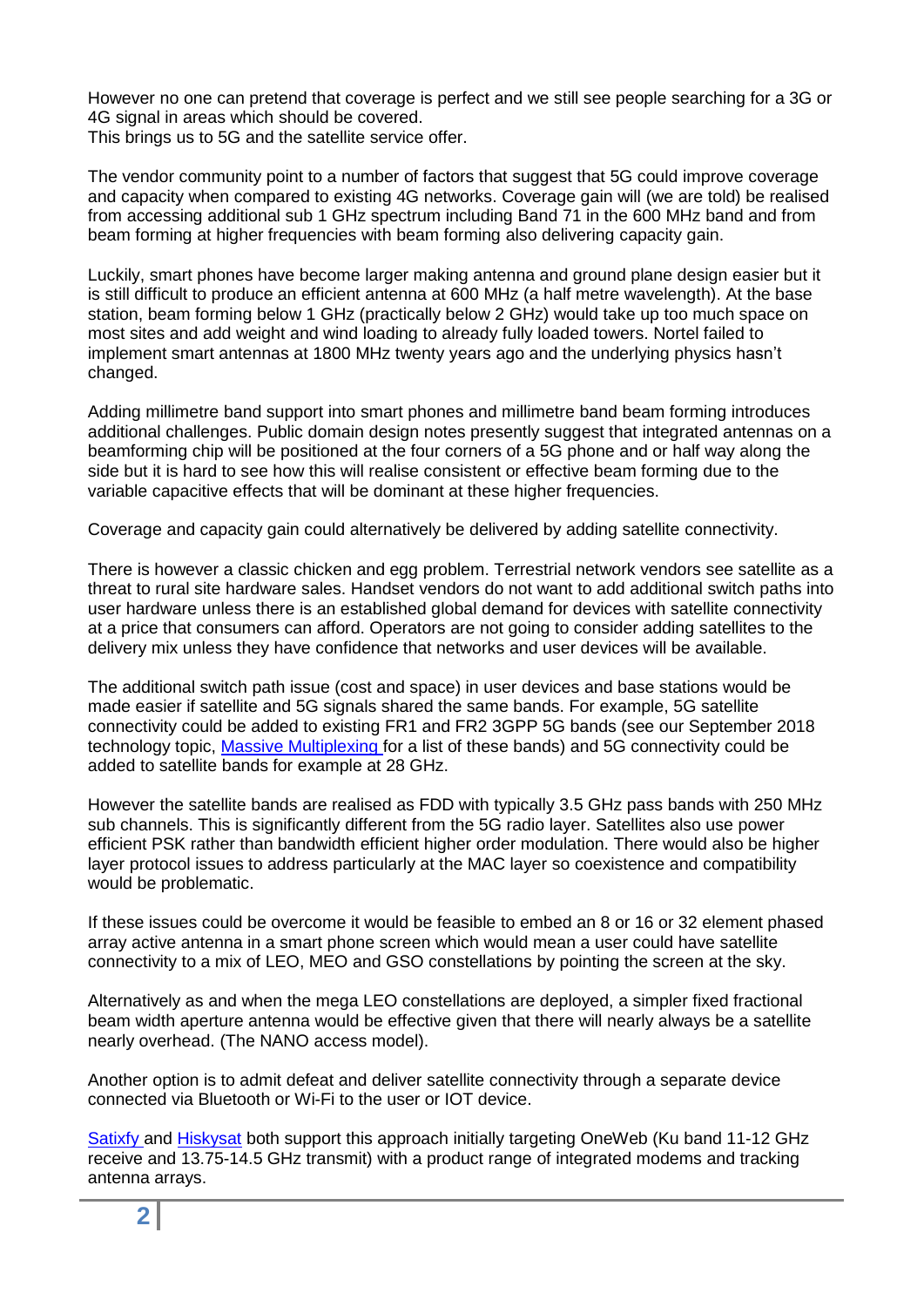However no one can pretend that coverage is perfect and we still see people searching for a 3G or 4G signal in areas which should be covered.
This brings us to 5G and the satellite service offer.

The vendor community point to a number of factors that suggest that 5G could improve coverage and capacity when compared to existing 4G networks. Coverage gain will (we are told) be realised from accessing additional sub 1 GHz spectrum including Band 71 in the 600 MHz band and from beam forming at higher frequencies with beam forming also delivering capacity gain.

Luckily, smart phones have become larger making antenna and ground plane design easier but it is still difficult to produce an efficient antenna at 600 MHz (a half metre wavelength). At the base station, beam forming below 1 GHz (practically below 2 GHz) would take up too much space on most sites and add weight and wind loading to already fully loaded towers. Nortel failed to implement smart antennas at 1800 MHz twenty years ago and the underlying physics hasn't changed.

Adding millimetre band support into smart phones and millimetre band beam forming introduces additional challenges. Public domain design notes presently suggest that integrated antennas on a beamforming chip will be positioned at the four corners of a 5G phone and or half way along the side but it is hard to see how this will realise consistent or effective beam forming due to the variable capacitive effects that will be dominant at these higher frequencies.

Coverage and capacity gain could alternatively be delivered by adding satellite connectivity.

There is however a classic chicken and egg problem. Terrestrial network vendors see satellite as a threat to rural site hardware sales. Handset vendors do not want to add additional switch paths into user hardware unless there is an established global demand for devices with satellite connectivity at a price that consumers can afford. Operators are not going to consider adding satellites to the delivery mix unless they have confidence that networks and user devices will be available.

The additional switch path issue (cost and space) in user devices and base stations would be made easier if satellite and 5G signals shared the same bands. For example, 5G satellite connectivity could be added to existing FR1 and FR2 3GPP 5G bands (see our September 2018 technology topic, Massive Multiplexing for a list of these bands) and 5G connectivity could be added to satellite bands for example at 28 GHz.

However the satellite bands are realised as FDD with typically 3.5 GHz pass bands with 250 MHz sub channels. This is significantly different from the 5G radio layer. Satellites also use power efficient PSK rather than bandwidth efficient higher order modulation. There would also be higher layer protocol issues to address particularly at the MAC layer so coexistence and compatibility would be problematic.

If these issues could be overcome it would be feasible to embed an 8 or 16 or 32 element phased array active antenna in a smart phone screen which would mean a user could have satellite connectivity to a mix of LEO, MEO and GSO constellations by pointing the screen at the sky.

Alternatively as and when the mega LEO constellations are deployed, a simpler fixed fractional beam width aperture antenna would be effective given that there will nearly always be a satellite nearly overhead. (The NANO access model).

Another option is to admit defeat and deliver satellite connectivity through a separate device connected via Bluetooth or Wi-Fi to the user or IOT device.

Satixfy and Hiskysat both support this approach initially targeting OneWeb (Ku band 11-12 GHz receive and 13.75-14.5 GHz transmit) with a product range of integrated modems and tracking antenna arrays.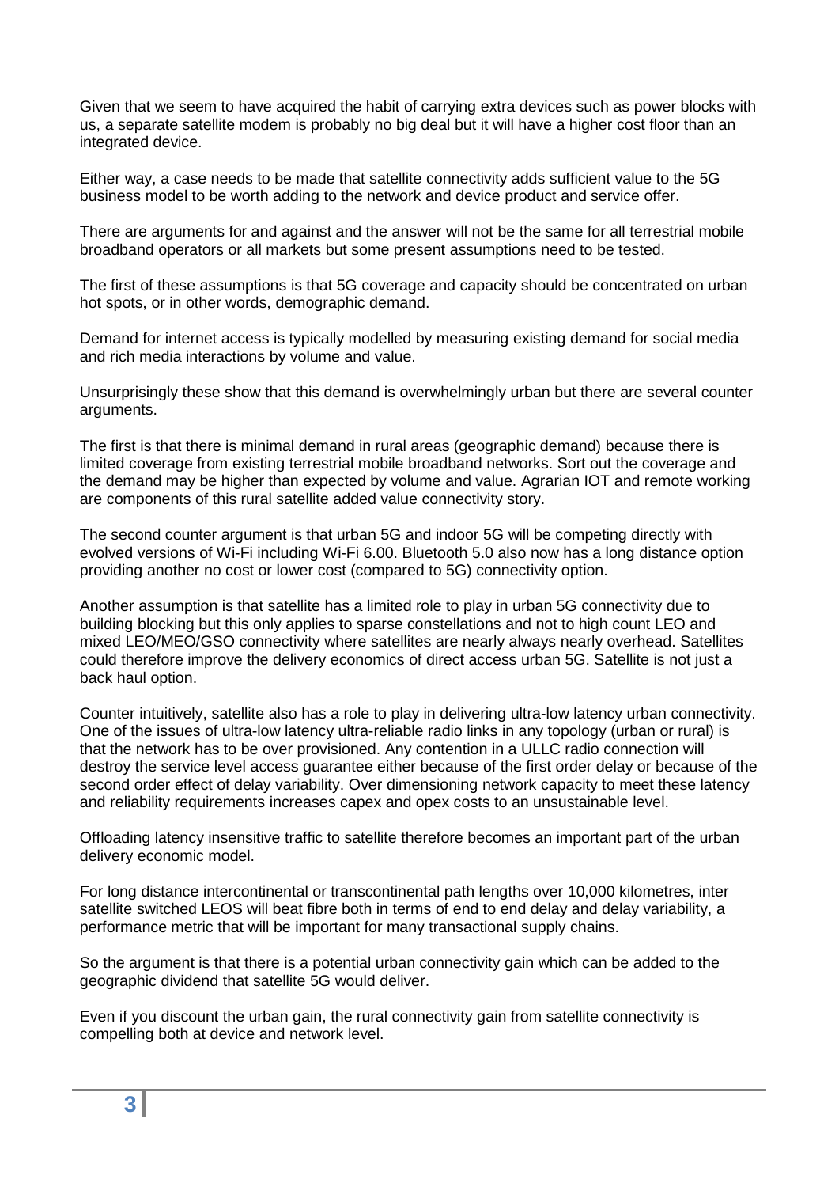Given that we seem to have acquired the habit of carrying extra devices such as power blocks with us, a separate satellite modem is probably no big deal but it will have a higher cost floor than an integrated device.

Either way, a case needs to be made that satellite connectivity adds sufficient value to the 5G business model to be worth adding to the network and device product and service offer.

There are arguments for and against and the answer will not be the same for all terrestrial mobile broadband operators or all markets but some present assumptions need to be tested.

The first of these assumptions is that 5G coverage and capacity should be concentrated on urban hot spots, or in other words, demographic demand.

Demand for internet access is typically modelled by measuring existing demand for social media and rich media interactions by volume and value.

Unsurprisingly these show that this demand is overwhelmingly urban but there are several counter arguments.

The first is that there is minimal demand in rural areas (geographic demand) because there is limited coverage from existing terrestrial mobile broadband networks. Sort out the coverage and the demand may be higher than expected by volume and value. Agrarian IOT and remote working are components of this rural satellite added value connectivity story.

The second counter argument is that urban 5G and indoor 5G will be competing directly with evolved versions of Wi-Fi including Wi-Fi 6.00. Bluetooth 5.0 also now has a long distance option providing another no cost or lower cost (compared to 5G) connectivity option.

Another assumption is that satellite has a limited role to play in urban 5G connectivity due to building blocking but this only applies to sparse constellations and not to high count LEO and mixed LEO/MEO/GSO connectivity where satellites are nearly always nearly overhead. Satellites could therefore improve the delivery economics of direct access urban 5G. Satellite is not just a back haul option.

Counter intuitively, satellite also has a role to play in delivering ultra-low latency urban connectivity. One of the issues of ultra-low latency ultra-reliable radio links in any topology (urban or rural) is that the network has to be over provisioned. Any contention in a ULLC radio connection will destroy the service level access guarantee either because of the first order delay or because of the second order effect of delay variability. Over dimensioning network capacity to meet these latency and reliability requirements increases capex and opex costs to an unsustainable level.

Offloading latency insensitive traffic to satellite therefore becomes an important part of the urban delivery economic model.

For long distance intercontinental or transcontinental path lengths over 10,000 kilometres, inter satellite switched LEOS will beat fibre both in terms of end to end delay and delay variability, a performance metric that will be important for many transactional supply chains.

So the argument is that there is a potential urban connectivity gain which can be added to the geographic dividend that satellite 5G would deliver.

Even if you discount the urban gain, the rural connectivity gain from satellite connectivity is compelling both at device and network level.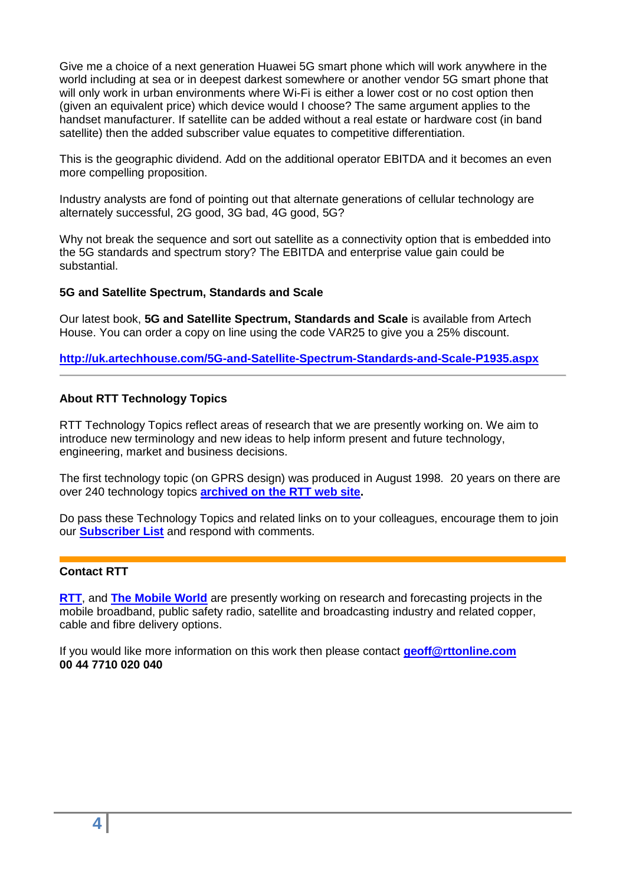Give me a choice of a next generation Huawei 5G smart phone which will work anywhere in the world including at sea or in deepest darkest somewhere or another vendor 5G smart phone that will only work in urban environments where Wi-Fi is either a lower cost or no cost option then (given an equivalent price) which device would I choose? The same argument applies to the handset manufacturer. If satellite can be added without a real estate or hardware cost (in band satellite) then the added subscriber value equates to competitive differentiation.

This is the geographic dividend. Add on the additional operator EBITDA and it becomes an even more compelling proposition.

Industry analysts are fond of pointing out that alternate generations of cellular technology are alternately successful, 2G good, 3G bad, 4G good, 5G?

Why not break the sequence and sort out satellite as a connectivity option that is embedded into the 5G standards and spectrum story? The EBITDA and enterprise value gain could be substantial.

**5G and Satellite Spectrum, Standards and Scale**

Our latest book, **5G and Satellite Spectrum, Standards and Scale** is available from Artech House. You can order a copy on line using the code VAR25 to give you a 25% discount.

**http://uk.artechhouse.com/5G-and-Satellite-Spectrum-Standards-and-Scale-P1935.aspx**

---

**About RTT Technology Topics**

RTT Technology Topics reflect areas of research that we are presently working on. We aim to introduce new terminology and new ideas to help inform present and future technology, engineering, market and business decisions.

The first technology topic (on GPRS design) was produced in August 1998. 20 years on there are over 240 technology topics **archived on the RTT web site.**

Do pass these Technology Topics and related links on to your colleagues, encourage them to join our **Subscriber List** and respond with comments.

---

**Contact RTT**

**RTT**, and **The Mobile World** are presently working on research and forecasting projects in the mobile broadband, public safety radio, satellite and broadcasting industry and related copper, cable and fibre delivery options.

If you would like more information on this work then please contact **geoff@rttonline.com**
**00 44 7710 020 040**